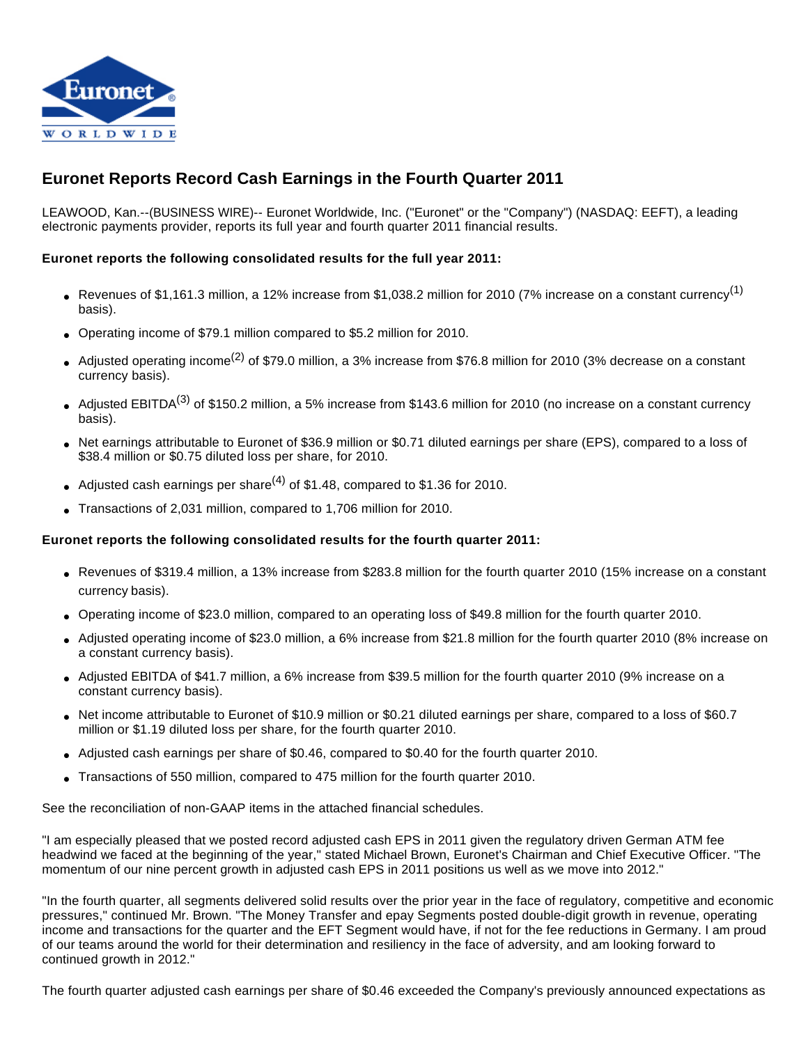# Euronet Reports Record Cash Earnings in the Fourth Quarter 2011

LEAWOOD, Kan.--(BUSINESS WIRE)-- Euronet Worldwide, Inc. ("Euronet" or the "Company") (NASDAQ: EEFT), a leading electronic payments provider, reports its full year and fourth quarter 2011 financial results.

**Euronet reports the following consolidated results for the full year 2011:**

- Revenues of $1,161.3 million, a 12% increase from $1,038.2 million for 2010 (7% increase on a constant currency[1] basis).
- Operating income of $79.1 million compared to $5.2 million for 2010.
- Adjusted operating income[2] of $79.0 million, a 3% increase from $76.8 million for 2010 (3% decrease on a constant currency basis).
- Adjusted EBITDA[3] of $150.2 million, a 5% increase from $143.6 million for 2010 (no increase on a constant currency basis).
- Net earnings attributable to Euronet of $36.9 million or $0.71 diluted earnings per share (EPS), compared to a loss of $38.4 million or $0.75 diluted loss per share, for 2010.
- Adjusted cash earnings per share[4] of $1.48, compared to $1.36 for 2010.
- Transactions of 2,031 million, compared to 1,706 million for 2010.

**Euronet reports the following consolidated results for the fourth quarter 2011:**

- Revenues of $319.4 million, a 13% increase from $283.8 million for the fourth quarter 2010 (15% increase on a constant currency basis).
- Operating income of $23.0 million, compared to an operating loss of $49.8 million for the fourth quarter 2010.
- Adjusted operating income of $23.0 million, a 6% increase from $21.8 million for the fourth quarter 2010 (8% increase on a constant currency basis).
- Adjusted EBITDA of $41.7 million, a 6% increase from $39.5 million for the fourth quarter 2010 (9% increase on a constant currency basis).
- Net income attributable to Euronet of $10.9 million or $0.21 diluted earnings per share, compared to a loss of $60.7 million or $1.19 diluted loss per share, for the fourth quarter 2010.
- Adjusted cash earnings per share of $0.46, compared to $0.40 for the fourth quarter 2010.
- Transactions of 550 million, compared to 475 million for the fourth quarter 2010.

See the reconciliation of non-GAAP items in the attached financial schedules.

"I am especially pleased that we posted record adjusted cash EPS in 2011 given the regulatory driven German ATM fee headwind we faced at the beginning of the year," stated Michael Brown, Euronet's Chairman and Chief Executive Officer. "The momentum of our nine percent growth in adjusted cash EPS in 2011 positions us well as we move into 2012."

"In the fourth quarter, all segments delivered solid results over the prior year in the face of regulatory, competitive and economic pressures," continued Mr. Brown. "The Money Transfer and epay Segments posted double-digit growth in revenue, operating income and transactions for the quarter and the EFT Segment would have, if not for the fee reductions in Germany. I am proud of our teams around the world for their determination and resiliency in the face of adversity, and am looking forward to continued growth in 2012."

The fourth quarter adjusted cash earnings per share of $0.46 exceeded the Company's previously announced expectations as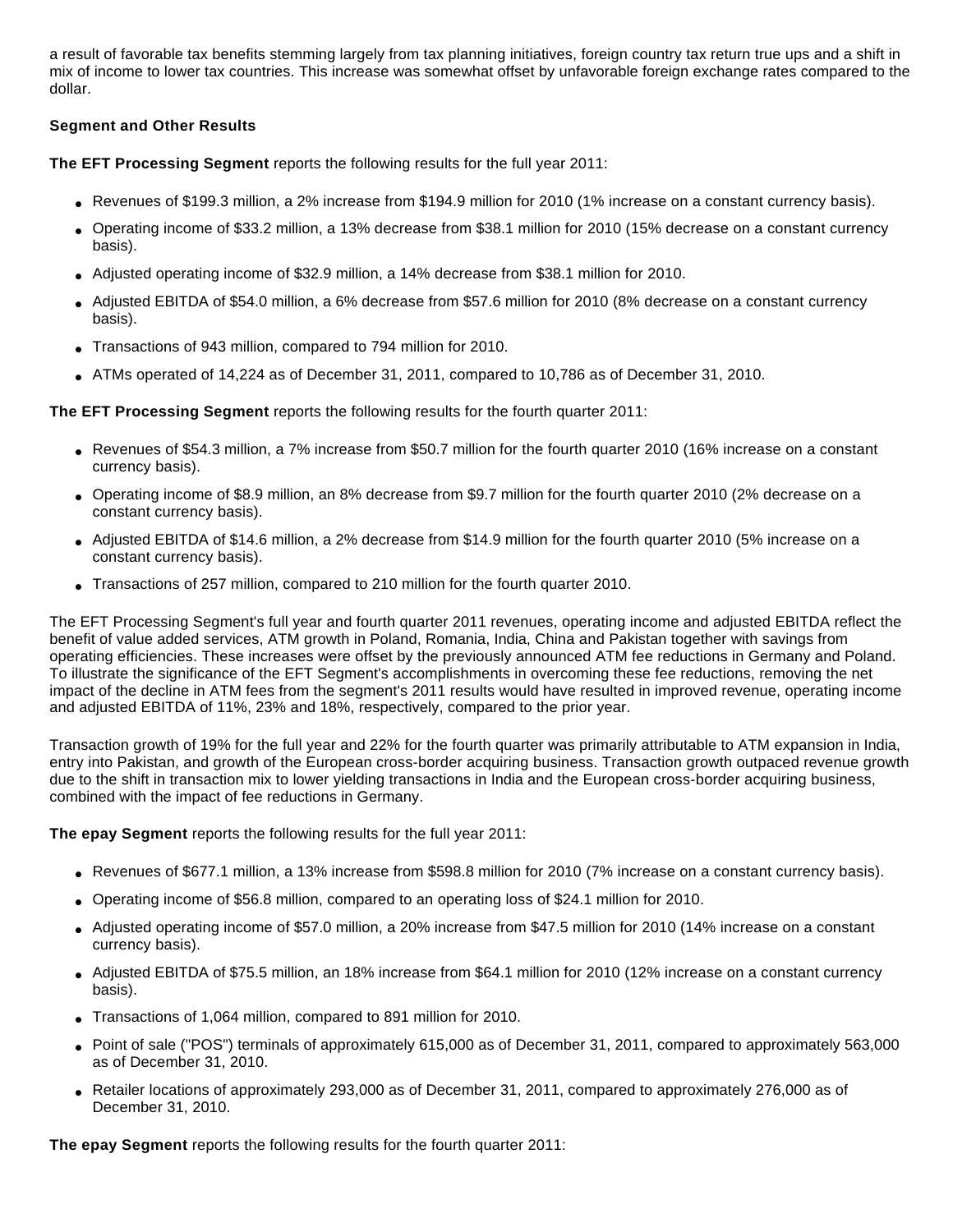a result of favorable tax benefits stemming largely from tax planning initiatives, foreign country tax return true ups and a shift in mix of income to lower tax countries. This increase was somewhat offset by unfavorable foreign exchange rates compared to the dollar.

**Segment and Other Results**

**The EFT Processing Segment** reports the following results for the full year 2011:

- Revenues of $199.3 million, a 2% increase from $194.9 million for 2010 (1% increase on a constant currency basis).
- Operating income of $33.2 million, a 13% decrease from $38.1 million for 2010 (15% decrease on a constant currency basis).
- Adjusted operating income of $32.9 million, a 14% decrease from $38.1 million for 2010.
- Adjusted EBITDA of $54.0 million, a 6% decrease from $57.6 million for 2010 (8% decrease on a constant currency basis).
- Transactions of 943 million, compared to 794 million for 2010.
- ATMs operated of 14,224 as of December 31, 2011, compared to 10,786 as of December 31, 2010.

**The EFT Processing Segment** reports the following results for the fourth quarter 2011:

- Revenues of $54.3 million, a 7% increase from $50.7 million for the fourth quarter 2010 (16% increase on a constant currency basis).
- Operating income of $8.9 million, an 8% decrease from $9.7 million for the fourth quarter 2010 (2% decrease on a constant currency basis).
- Adjusted EBITDA of $14.6 million, a 2% decrease from $14.9 million for the fourth quarter 2010 (5% increase on a constant currency basis).
- Transactions of 257 million, compared to 210 million for the fourth quarter 2010.

The EFT Processing Segment's full year and fourth quarter 2011 revenues, operating income and adjusted EBITDA reflect the benefit of value added services, ATM growth in Poland, Romania, India, China and Pakistan together with savings from operating efficiencies. These increases were offset by the previously announced ATM fee reductions in Germany and Poland. To illustrate the significance of the EFT Segment's accomplishments in overcoming these fee reductions, removing the net impact of the decline in ATM fees from the segment's 2011 results would have resulted in improved revenue, operating income and adjusted EBITDA of 11%, 23% and 18%, respectively, compared to the prior year.

Transaction growth of 19% for the full year and 22% for the fourth quarter was primarily attributable to ATM expansion in India, entry into Pakistan, and growth of the European cross-border acquiring business. Transaction growth outpaced revenue growth due to the shift in transaction mix to lower yielding transactions in India and the European cross-border acquiring business, combined with the impact of fee reductions in Germany.

**The epay Segment** reports the following results for the full year 2011:

- Revenues of $677.1 million, a 13% increase from $598.8 million for 2010 (7% increase on a constant currency basis).
- Operating income of $56.8 million, compared to an operating loss of $24.1 million for 2010.
- Adjusted operating income of $57.0 million, a 20% increase from $47.5 million for 2010 (14% increase on a constant currency basis).
- Adjusted EBITDA of $75.5 million, an 18% increase from $64.1 million for 2010 (12% increase on a constant currency basis).
- Transactions of 1,064 million, compared to 891 million for 2010.
- Point of sale ("POS") terminals of approximately 615,000 as of December 31, 2011, compared to approximately 563,000 as of December 31, 2010.
- Retailer locations of approximately 293,000 as of December 31, 2011, compared to approximately 276,000 as of December 31, 2010.

**The epay Segment** reports the following results for the fourth quarter 2011: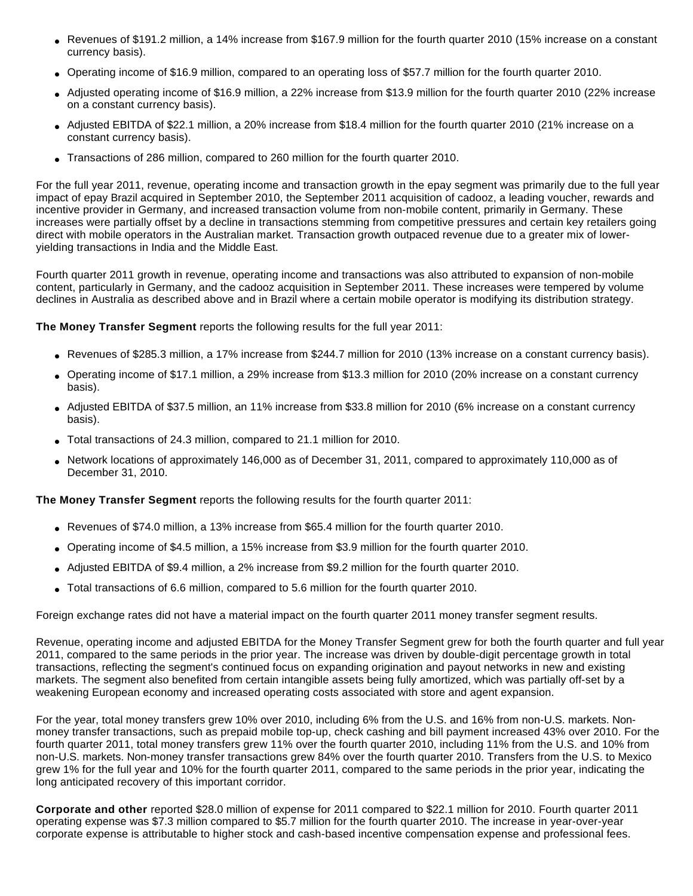- Revenues of $191.2 million, a 14% increase from $167.9 million for the fourth quarter 2010 (15% increase on a constant currency basis).
- Operating income of $16.9 million, compared to an operating loss of $57.7 million for the fourth quarter 2010.
- Adjusted operating income of $16.9 million, a 22% increase from $13.9 million for the fourth quarter 2010 (22% increase on a constant currency basis).
- Adjusted EBITDA of $22.1 million, a 20% increase from $18.4 million for the fourth quarter 2010 (21% increase on a constant currency basis).
- Transactions of 286 million, compared to 260 million for the fourth quarter 2010.

For the full year 2011, revenue, operating income and transaction growth in the epay segment was primarily due to the full year impact of epay Brazil acquired in September 2010, the September 2011 acquisition of cadooz, a leading voucher, rewards and incentive provider in Germany, and increased transaction volume from non-mobile content, primarily in Germany. These increases were partially offset by a decline in transactions stemming from competitive pressures and certain key retailers going direct with mobile operators in the Australian market. Transaction growth outpaced revenue due to a greater mix of lower-yielding transactions in India and the Middle East.

Fourth quarter 2011 growth in revenue, operating income and transactions was also attributed to expansion of non-mobile content, particularly in Germany, and the cadooz acquisition in September 2011. These increases were tempered by volume declines in Australia as described above and in Brazil where a certain mobile operator is modifying its distribution strategy.

**The Money Transfer Segment** reports the following results for the full year 2011:

- Revenues of $285.3 million, a 17% increase from $244.7 million for 2010 (13% increase on a constant currency basis).
- Operating income of $17.1 million, a 29% increase from $13.3 million for 2010 (20% increase on a constant currency basis).
- Adjusted EBITDA of $37.5 million, an 11% increase from $33.8 million for 2010 (6% increase on a constant currency basis).
- Total transactions of 24.3 million, compared to 21.1 million for 2010.
- Network locations of approximately 146,000 as of December 31, 2011, compared to approximately 110,000 as of December 31, 2010.

**The Money Transfer Segment** reports the following results for the fourth quarter 2011:

- Revenues of $74.0 million, a 13% increase from $65.4 million for the fourth quarter 2010.
- Operating income of $4.5 million, a 15% increase from $3.9 million for the fourth quarter 2010.
- Adjusted EBITDA of $9.4 million, a 2% increase from $9.2 million for the fourth quarter 2010.
- Total transactions of 6.6 million, compared to 5.6 million for the fourth quarter 2010.

Foreign exchange rates did not have a material impact on the fourth quarter 2011 money transfer segment results.

Revenue, operating income and adjusted EBITDA for the Money Transfer Segment grew for both the fourth quarter and full year 2011, compared to the same periods in the prior year. The increase was driven by double-digit percentage growth in total transactions, reflecting the segment's continued focus on expanding origination and payout networks in new and existing markets. The segment also benefited from certain intangible assets being fully amortized, which was partially off-set by a weakening European economy and increased operating costs associated with store and agent expansion.

For the year, total money transfers grew 10% over 2010, including 6% from the U.S. and 16% from non-U.S. markets. Non-money transfer transactions, such as prepaid mobile top-up, check cashing and bill payment increased 43% over 2010. For the fourth quarter 2011, total money transfers grew 11% over the fourth quarter 2010, including 11% from the U.S. and 10% from non-U.S. markets. Non-money transfer transactions grew 84% over the fourth quarter 2010. Transfers from the U.S. to Mexico grew 1% for the full year and 10% for the fourth quarter 2011, compared to the same periods in the prior year, indicating the long anticipated recovery of this important corridor.

**Corporate and other** reported $28.0 million of expense for 2011 compared to $22.1 million for 2010. Fourth quarter 2011 operating expense was $7.3 million compared to $5.7 million for the fourth quarter 2010. The increase in year-over-year corporate expense is attributable to higher stock and cash-based incentive compensation expense and professional fees.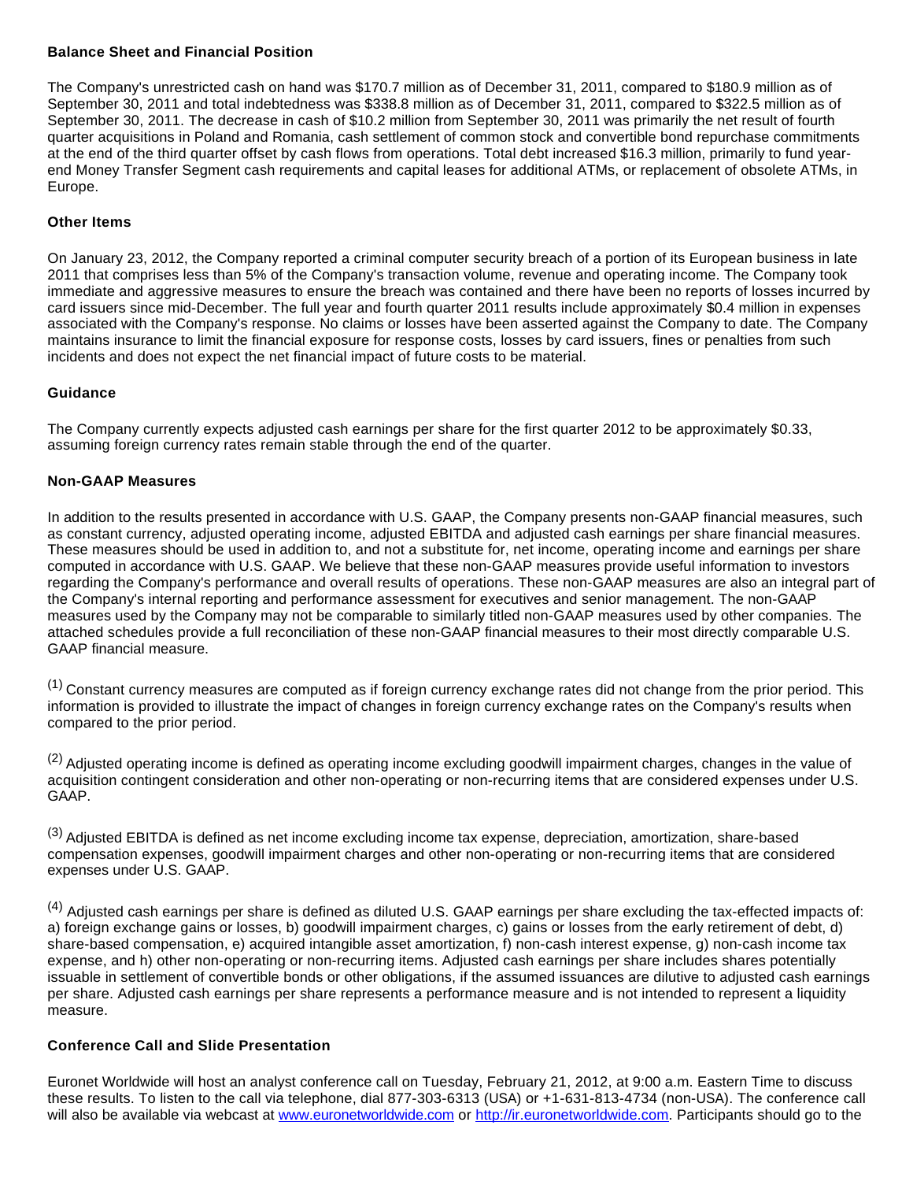**Balance Sheet and Financial Position**

The Company's unrestricted cash on hand was $170.7 million as of December 31, 2011, compared to $180.9 million as of September 30, 2011 and total indebtedness was $338.8 million as of December 31, 2011, compared to $322.5 million as of September 30, 2011. The decrease in cash of $10.2 million from September 30, 2011 was primarily the net result of fourth quarter acquisitions in Poland and Romania, cash settlement of common stock and convertible bond repurchase commitments at the end of the third quarter offset by cash flows from operations. Total debt increased $16.3 million, primarily to fund year-end Money Transfer Segment cash requirements and capital leases for additional ATMs, or replacement of obsolete ATMs, in Europe.

**Other Items**

On January 23, 2012, the Company reported a criminal computer security breach of a portion of its European business in late 2011 that comprises less than 5% of the Company's transaction volume, revenue and operating income. The Company took immediate and aggressive measures to ensure the breach was contained and there have been no reports of losses incurred by card issuers since mid-December. The full year and fourth quarter 2011 results include approximately $0.4 million in expenses associated with the Company's response. No claims or losses have been asserted against the Company to date. The Company maintains insurance to limit the financial exposure for response costs, losses by card issuers, fines or penalties from such incidents and does not expect the net financial impact of future costs to be material.

**Guidance**

The Company currently expects adjusted cash earnings per share for the first quarter 2012 to be approximately $0.33, assuming foreign currency rates remain stable through the end of the quarter.

**Non-GAAP Measures**

In addition to the results presented in accordance with U.S. GAAP, the Company presents non-GAAP financial measures, such as constant currency, adjusted operating income, adjusted EBITDA and adjusted cash earnings per share financial measures. These measures should be used in addition to, and not a substitute for, net income, operating income and earnings per share computed in accordance with U.S. GAAP. We believe that these non-GAAP measures provide useful information to investors regarding the Company's performance and overall results of operations. These non-GAAP measures are also an integral part of the Company's internal reporting and performance assessment for executives and senior management. The non-GAAP measures used by the Company may not be comparable to similarly titled non-GAAP measures used by other companies. The attached schedules provide a full reconciliation of these non-GAAP financial measures to their most directly comparable U.S. GAAP financial measure.

(1) Constant currency measures are computed as if foreign currency exchange rates did not change from the prior period. This information is provided to illustrate the impact of changes in foreign currency exchange rates on the Company's results when compared to the prior period.

(2) Adjusted operating income is defined as operating income excluding goodwill impairment charges, changes in the value of acquisition contingent consideration and other non-operating or non-recurring items that are considered expenses under U.S. GAAP.

(3) Adjusted EBITDA is defined as net income excluding income tax expense, depreciation, amortization, share-based compensation expenses, goodwill impairment charges and other non-operating or non-recurring items that are considered expenses under U.S. GAAP.

(4) Adjusted cash earnings per share is defined as diluted U.S. GAAP earnings per share excluding the tax-effected impacts of: a) foreign exchange gains or losses, b) goodwill impairment charges, c) gains or losses from the early retirement of debt, d) share-based compensation, e) acquired intangible asset amortization, f) non-cash interest expense, g) non-cash income tax expense, and h) other non-operating or non-recurring items. Adjusted cash earnings per share includes shares potentially issuable in settlement of convertible bonds or other obligations, if the assumed issuances are dilutive to adjusted cash earnings per share. Adjusted cash earnings per share represents a performance measure and is not intended to represent a liquidity measure.

**Conference Call and Slide Presentation**

Euronet Worldwide will host an analyst conference call on Tuesday, February 21, 2012, at 9:00 a.m. Eastern Time to discuss these results. To listen to the call via telephone, dial 877-303-6313 (USA) or +1-631-813-4734 (non-USA). The conference call will also be available via webcast at www.euronetworldwide.com or http://ir.euronetworldwide.com. Participants should go to the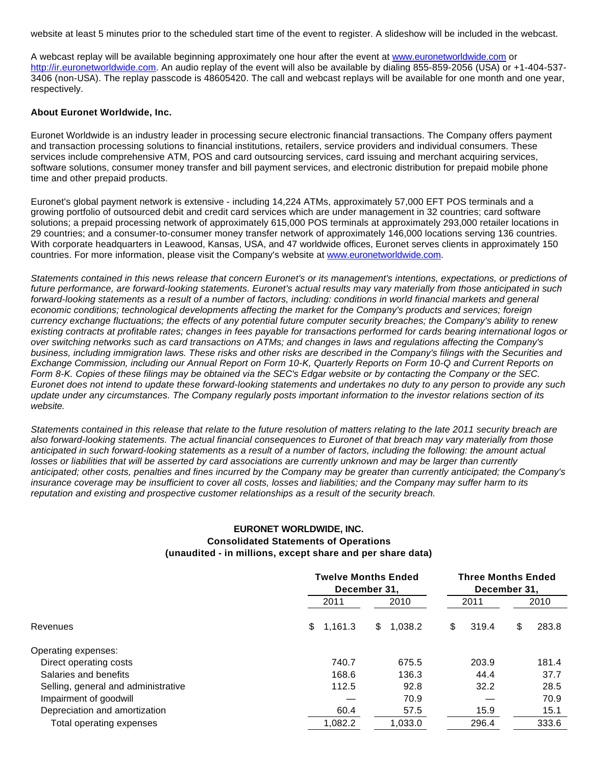website at least 5 minutes prior to the scheduled start time of the event to register. A slideshow will be included in the webcast.

A webcast replay will be available beginning approximately one hour after the event at www.euronetworldwide.com or http://ir.euronetworldwide.com. An audio replay of the event will also be available by dialing 855-859-2056 (USA) or +1-404-537-3406 (non-USA). The replay passcode is 48605420. The call and webcast replays will be available for one month and one year, respectively.

**About Euronet Worldwide, Inc.**

Euronet Worldwide is an industry leader in processing secure electronic financial transactions. The Company offers payment and transaction processing solutions to financial institutions, retailers, service providers and individual consumers. These services include comprehensive ATM, POS and card outsourcing services, card issuing and merchant acquiring services, software solutions, consumer money transfer and bill payment services, and electronic distribution for prepaid mobile phone time and other prepaid products.

Euronet's global payment network is extensive - including 14,224 ATMs, approximately 57,000 EFT POS terminals and a growing portfolio of outsourced debit and credit card services which are under management in 32 countries; card software solutions; a prepaid processing network of approximately 615,000 POS terminals at approximately 293,000 retailer locations in 29 countries; and a consumer-to-consumer money transfer network of approximately 146,000 locations serving 136 countries. With corporate headquarters in Leawood, Kansas, USA, and 47 worldwide offices, Euronet serves clients in approximately 150 countries. For more information, please visit the Company's website at www.euronetworldwide.com.

*Statements contained in this news release that concern Euronet's or its management's intentions, expectations, or predictions of future performance, are forward-looking statements. Euronet's actual results may vary materially from those anticipated in such forward-looking statements as a result of a number of factors, including: conditions in world financial markets and general economic conditions; technological developments affecting the market for the Company's products and services; foreign currency exchange fluctuations; the effects of any potential future computer security breaches; the Company's ability to renew existing contracts at profitable rates; changes in fees payable for transactions performed for cards bearing international logos or over switching networks such as card transactions on ATMs; and changes in laws and regulations affecting the Company's business, including immigration laws. These risks and other risks are described in the Company's filings with the Securities and Exchange Commission, including our Annual Report on Form 10-K, Quarterly Reports on Form 10-Q and Current Reports on Form 8-K. Copies of these filings may be obtained via the SEC's Edgar website or by contacting the Company or the SEC. Euronet does not intend to update these forward-looking statements and undertakes no duty to any person to provide any such update under any circumstances. The Company regularly posts important information to the investor relations section of its website.*

*Statements contained in this release that relate to the future resolution of matters relating to the late 2011 security breach are also forward-looking statements. The actual financial consequences to Euronet of that breach may vary materially from those anticipated in such forward-looking statements as a result of a number of factors, including the following: the amount actual losses or liabilities that will be asserted by card associations are currently unknown and may be larger than currently anticipated; other costs, penalties and fines incurred by the Company may be greater than currently anticipated; the Company's insurance coverage may be insufficient to cover all costs, losses and liabilities; and the Company may suffer harm to its reputation and existing and prospective customer relationships as a result of the security breach.*

**EURONET WORLDWIDE, INC.**
**Consolidated Statements of Operations**
**(unaudited - in millions, except share and per share data)**

| | Twelve Months Ended December 31, | | Three Months Ended December 31, | |
|---|---|---|---|---|
| | 2011 | 2010 | 2011 | 2010 |
| Revenues | $ 1,161.3 | $ 1,038.2 | $ 319.4 | $ 283.8 |
| Operating expenses: | | | | |
| Direct operating costs | 740.7 | 675.5 | 203.9 | 181.4 |
| Salaries and benefits | 168.6 | 136.3 | 44.4 | 37.7 |
| Selling, general and administrative | 112.5 | 92.8 | 32.2 | 28.5 |
| Impairment of goodwill | — | 70.9 | — | 70.9 |
| Depreciation and amortization | 60.4 | 57.5 | 15.9 | 15.1 |
| Total operating expenses | 1,082.2 | 1,033.0 | 296.4 | 333.6 |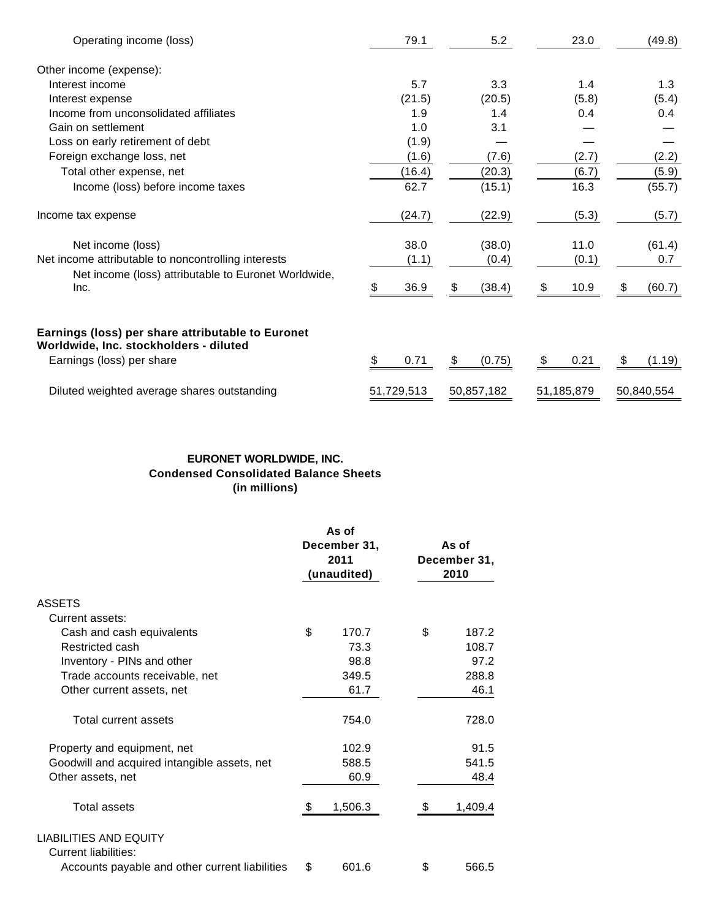| | | | | |
|---|---|---|---|---|
| Operating income (loss) | 79.1 | 5.2 | 23.0 | (49.8) |
| Other income (expense): | | | | |
| Interest income | 5.7 | 3.3 | 1.4 | 1.3 |
| Interest expense | (21.5) | (20.5) | (5.8) | (5.4) |
| Income from unconsolidated affiliates | 1.9 | 1.4 | 0.4 | 0.4 |
| Gain on settlement | 1.0 | 3.1 | — | — |
| Loss on early retirement of debt | (1.9) | — | — | — |
| Foreign exchange loss, net | (1.6) | (7.6) | (2.7) | (2.2) |
| Total other expense, net | (16.4) | (20.3) | (6.7) | (5.9) |
| Income (loss) before income taxes | 62.7 | (15.1) | 16.3 | (55.7) |
| Income tax expense | (24.7) | (22.9) | (5.3) | (5.7) |
| Net income (loss) | 38.0 | (38.0) | 11.0 | (61.4) |
| Net income attributable to noncontrolling interests | (1.1) | (0.4) | (0.1) | 0.7 |
| Net income (loss) attributable to Euronet Worldwide, Inc. | $ 36.9 | $ (38.4) | $ 10.9 | $ (60.7) |
| **Earnings (loss) per share attributable to Euronet Worldwide, Inc. stockholders - diluted** | | | | |
| Earnings (loss) per share | $ 0.71 | $ (0.75) | $ 0.21 | $ (1.19) |
| Diluted weighted average shares outstanding | 51,729,513 | 50,857,182 | 51,185,879 | 50,840,554 |

**EURONET WORLDWIDE, INC.**
**Condensed Consolidated Balance Sheets**
**(in millions)**

| | As of December 31, 2011 (unaudited) | As of December 31, 2010 |
|---|---|---|
| ASSETS | | |
| Current assets: | | |
| Cash and cash equivalents | $ 170.7 | $ 187.2 |
| Restricted cash | 73.3 | 108.7 |
| Inventory - PINs and other | 98.8 | 97.2 |
| Trade accounts receivable, net | 349.5 | 288.8 |
| Other current assets, net | 61.7 | 46.1 |
| Total current assets | 754.0 | 728.0 |
| Property and equipment, net | 102.9 | 91.5 |
| Goodwill and acquired intangible assets, net | 588.5 | 541.5 |
| Other assets, net | 60.9 | 48.4 |
| Total assets | $ 1,506.3 | $ 1,409.4 |
| LIABILITIES AND EQUITY | | |
| Current liabilities: | | |
| Accounts payable and other current liabilities | $ 601.6 | $ 566.5 |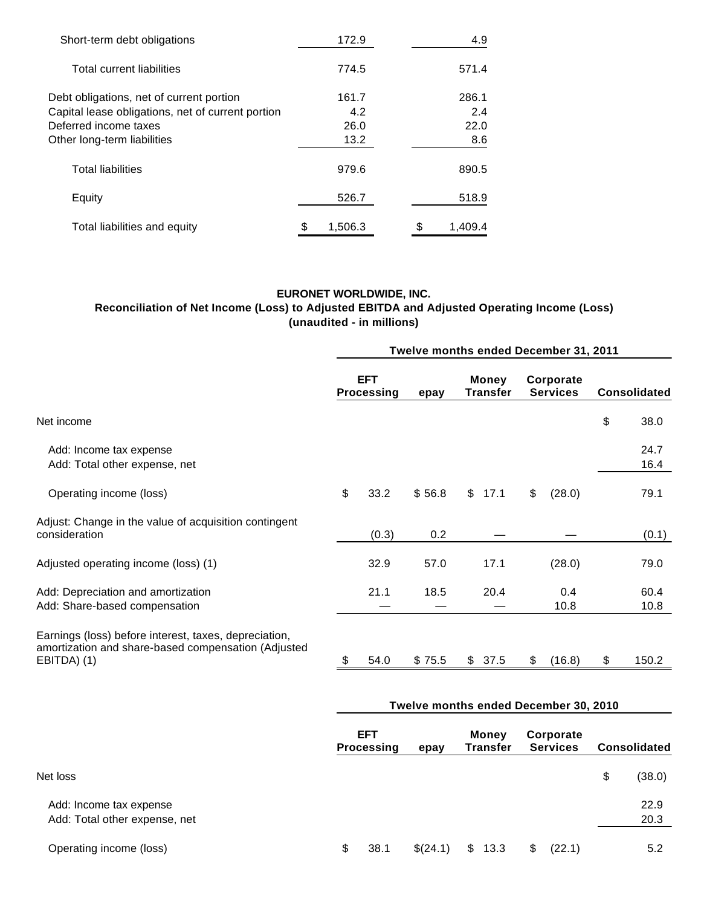| | | |
|---|---|---|
| Short-term debt obligations | 172.9 | 4.9 |
| Total current liabilities | 774.5 | 571.4 |
| Debt obligations, net of current portion | 161.7 | 286.1 |
| Capital lease obligations, net of current portion | 4.2 | 2.4 |
| Deferred income taxes | 26.0 | 22.0 |
| Other long-term liabilities | 13.2 | 8.6 |
| Total liabilities | 979.6 | 890.5 |
| Equity | 526.7 | 518.9 |
| Total liabilities and equity | $ 1,506.3 | $ 1,409.4 |

**EURONET WORLDWIDE, INC.**
**Reconciliation of Net Income (Loss) to Adjusted EBITDA and Adjusted Operating Income (Loss)**
**(unaudited - in millions)**

| | Twelve months ended December 31, 2011 | | | | |
|---|---|---|---|---|---|
| | EFT Processing | epay | Money Transfer | Corporate Services | Consolidated |
| Net income | | | | | $ 38.0 |
| Add: Income tax expense | | | | | 24.7 |
| Add: Total other expense, net | | | | | 16.4 |
| Operating income (loss) | $ 33.2 | $ 56.8 | $ 17.1 | $ (28.0) | 79.1 |
| Adjust: Change in the value of acquisition contingent consideration | (0.3) | 0.2 | — | — | (0.1) |
| Adjusted operating income (loss) (1) | 32.9 | 57.0 | 17.1 | (28.0) | 79.0 |
| Add: Depreciation and amortization | 21.1 | 18.5 | 20.4 | 0.4 | 60.4 |
| Add: Share-based compensation | — | — | — | 10.8 | 10.8 |
| Earnings (loss) before interest, taxes, depreciation, amortization and share-based compensation (Adjusted EBITDA) (1) | $ 54.0 | $ 75.5 | $ 37.5 | $ (16.8) | $ 150.2 |

| | Twelve months ended December 30, 2010 | | | | |
|---|---|---|---|---|---|
| | EFT Processing | epay | Money Transfer | Corporate Services | Consolidated |
| Net loss | | | | | $ (38.0) |
| Add: Income tax expense | | | | | 22.9 |
| Add: Total other expense, net | | | | | 20.3 |
| Operating income (loss) | $ 38.1 | $(24.1) | $ 13.3 | $ (22.1) | 5.2 |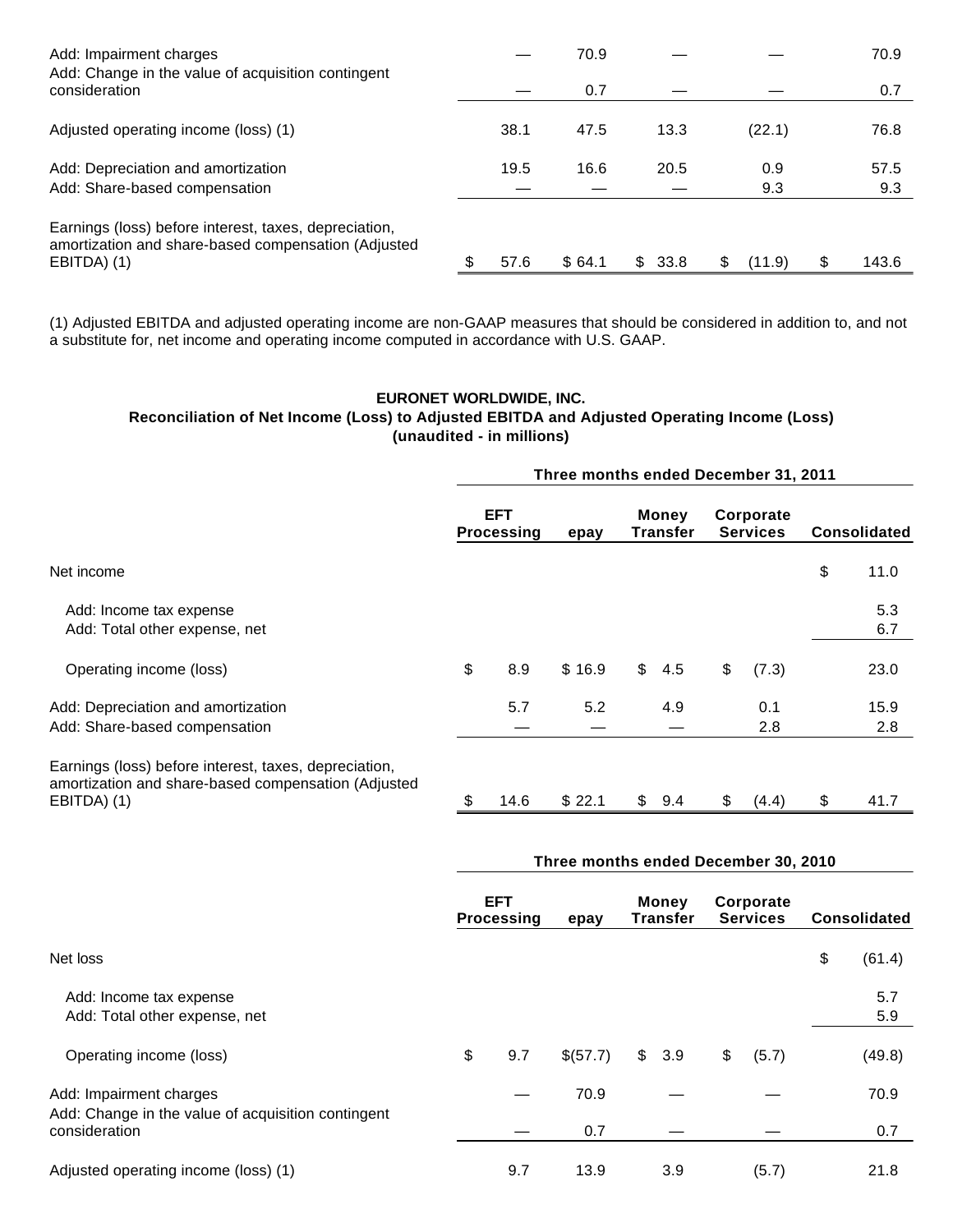| | EFT Processing | epay | Money Transfer | Corporate Services | Consolidated |
|---|---|---|---|---|---|
| Add: Impairment charges | — | 70.9 | — | — | 70.9 |
| Add: Change in the value of acquisition contingent consideration | — | 0.7 | — | — | 0.7 |
| Adjusted operating income (loss) (1) | 38.1 | 47.5 | 13.3 | (22.1) | 76.8 |
| Add: Depreciation and amortization | 19.5 | 16.6 | 20.5 | 0.9 | 57.5 |
| Add: Share-based compensation | — | — | — | 9.3 | 9.3 |
| Earnings (loss) before interest, taxes, depreciation, amortization and share-based compensation (Adjusted EBITDA) (1) | $ 57.6 | $ 64.1 | $ 33.8 | $ (11.9) | $ 143.6 |

(1) Adjusted EBITDA and adjusted operating income are non-GAAP measures that should be considered in addition to, and not a substitute for, net income and operating income computed in accordance with U.S. GAAP.

**EURONET WORLDWIDE, INC.**
**Reconciliation of Net Income (Loss) to Adjusted EBITDA and Adjusted Operating Income (Loss)**
**(unaudited - in millions)**

| | Three months ended December 31, 2011 | | | | |
|---|---|---|---|---|---|
| | EFT Processing | epay | Money Transfer | Corporate Services | Consolidated |
| Net income | | | | | $ 11.0 |
| Add: Income tax expense | | | | | 5.3 |
| Add: Total other expense, net | | | | | 6.7 |
| Operating income (loss) | $ 8.9 | $ 16.9 | $ 4.5 | $ (7.3) | 23.0 |
| Add: Depreciation and amortization | 5.7 | 5.2 | 4.9 | 0.1 | 15.9 |
| Add: Share-based compensation | — | — | — | 2.8 | 2.8 |
| Earnings (loss) before interest, taxes, depreciation, amortization and share-based compensation (Adjusted EBITDA) (1) | $ 14.6 | $ 22.1 | $ 9.4 | $ (4.4) | $ 41.7 |

| | Three months ended December 30, 2010 | | | | |
|---|---|---|---|---|---|
| | EFT Processing | epay | Money Transfer | Corporate Services | Consolidated |
| Net loss | | | | | $ (61.4) |
| Add: Income tax expense | | | | | 5.7 |
| Add: Total other expense, net | | | | | 5.9 |
| Operating income (loss) | $ 9.7 | $(57.7) | $ 3.9 | $ (5.7) | (49.8) |
| Add: Impairment charges | — | 70.9 | — | — | 70.9 |
| Add: Change in the value of acquisition contingent consideration | — | 0.7 | — | — | 0.7 |
| Adjusted operating income (loss) (1) | 9.7 | 13.9 | 3.9 | (5.7) | 21.8 |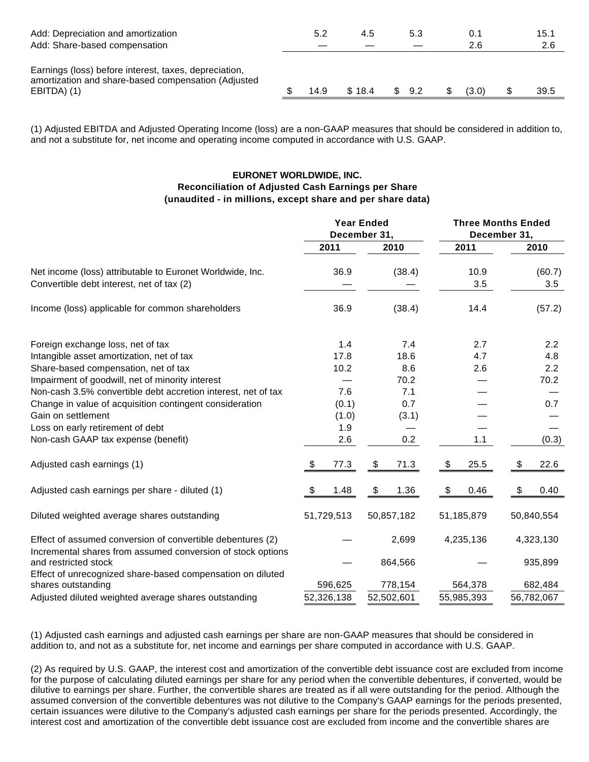| | | | | | |
|---|---|---|---|---|---|
| Add: Depreciation and amortization | 5.2 | 4.5 | 5.3 | 0.1 | 15.1 |
| Add: Share-based compensation | — | — | — | 2.6 | 2.6 |
| Earnings (loss) before interest, taxes, depreciation, amortization and share-based compensation (Adjusted EBITDA) (1) | $ 14.9 | $ 18.4 | $ 9.2 | $ (3.0) | $ 39.5 |

(1) Adjusted EBITDA and Adjusted Operating Income (loss) are a non-GAAP measures that should be considered in addition to, and not a substitute for, net income and operating income computed in accordance with U.S. GAAP.

**EURONET WORLDWIDE, INC.**
**Reconciliation of Adjusted Cash Earnings per Share**
**(unaudited - in millions, except share and per share data)**

| | Year Ended December 31, | | Three Months Ended December 31, | |
|---|---|---|---|---|
| | 2011 | 2010 | 2011 | 2010 |
| Net income (loss) attributable to Euronet Worldwide, Inc. | 36.9 | (38.4) | 10.9 | (60.7) |
| Convertible debt interest, net of tax (2) | — | — | 3.5 | 3.5 |
| Income (loss) applicable for common shareholders | 36.9 | (38.4) | 14.4 | (57.2) |
| Foreign exchange loss, net of tax | 1.4 | 7.4 | 2.7 | 2.2 |
| Intangible asset amortization, net of tax | 17.8 | 18.6 | 4.7 | 4.8 |
| Share-based compensation, net of tax | 10.2 | 8.6 | 2.6 | 2.2 |
| Impairment of goodwill, net of minority interest | — | 70.2 | — | 70.2 |
| Non-cash 3.5% convertible debt accretion interest, net of tax | 7.6 | 7.1 | — | — |
| Change in value of acquisition contingent consideration | (0.1) | 0.7 | — | 0.7 |
| Gain on settlement | (1.0) | (3.1) | — | — |
| Loss on early retirement of debt | 1.9 | — | — | — |
| Non-cash GAAP tax expense (benefit) | 2.6 | 0.2 | 1.1 | (0.3) |
| Adjusted cash earnings (1) | $ 77.3 | $ 71.3 | $ 25.5 | $ 22.6 |
| Adjusted cash earnings per share - diluted (1) | $ 1.48 | $ 1.36 | $ 0.46 | $ 0.40 |
| Diluted weighted average shares outstanding | 51,729,513 | 50,857,182 | 51,185,879 | 50,840,554 |
| Effect of assumed conversion of convertible debentures (2) | — | 2,699 | 4,235,136 | 4,323,130 |
| Incremental shares from assumed conversion of stock options and restricted stock | — | 864,566 | — | 935,899 |
| Effect of unrecognized share-based compensation on diluted shares outstanding | 596,625 | 778,154 | 564,378 | 682,484 |
| Adjusted diluted weighted average shares outstanding | 52,326,138 | 52,502,601 | 55,985,393 | 56,782,067 |

(1) Adjusted cash earnings and adjusted cash earnings per share are non-GAAP measures that should be considered in addition to, and not as a substitute for, net income and earnings per share computed in accordance with U.S. GAAP.

(2) As required by U.S. GAAP, the interest cost and amortization of the convertible debt issuance cost are excluded from income for the purpose of calculating diluted earnings per share for any period when the convertible debentures, if converted, would be dilutive to earnings per share. Further, the convertible shares are treated as if all were outstanding for the period. Although the assumed conversion of the convertible debentures was not dilutive to the Company's GAAP earnings for the periods presented, certain issuances were dilutive to the Company's adjusted cash earnings per share for the periods presented. Accordingly, the interest cost and amortization of the convertible debt issuance cost are excluded from income and the convertible shares are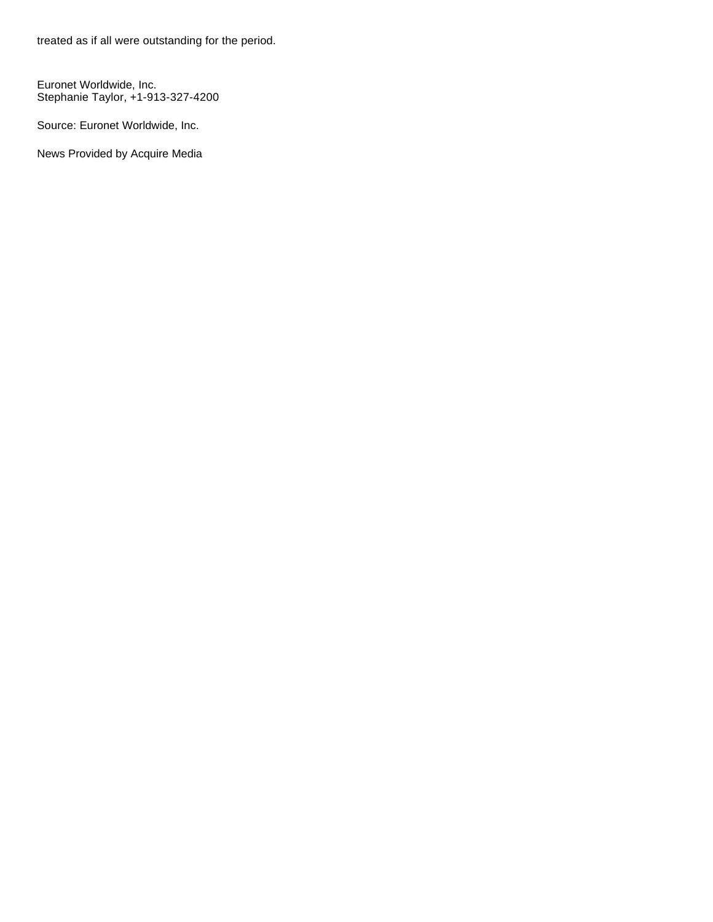treated as if all were outstanding for the period.

Euronet Worldwide, Inc.
Stephanie Taylor, +1-913-327-4200

Source: Euronet Worldwide, Inc.

News Provided by Acquire Media